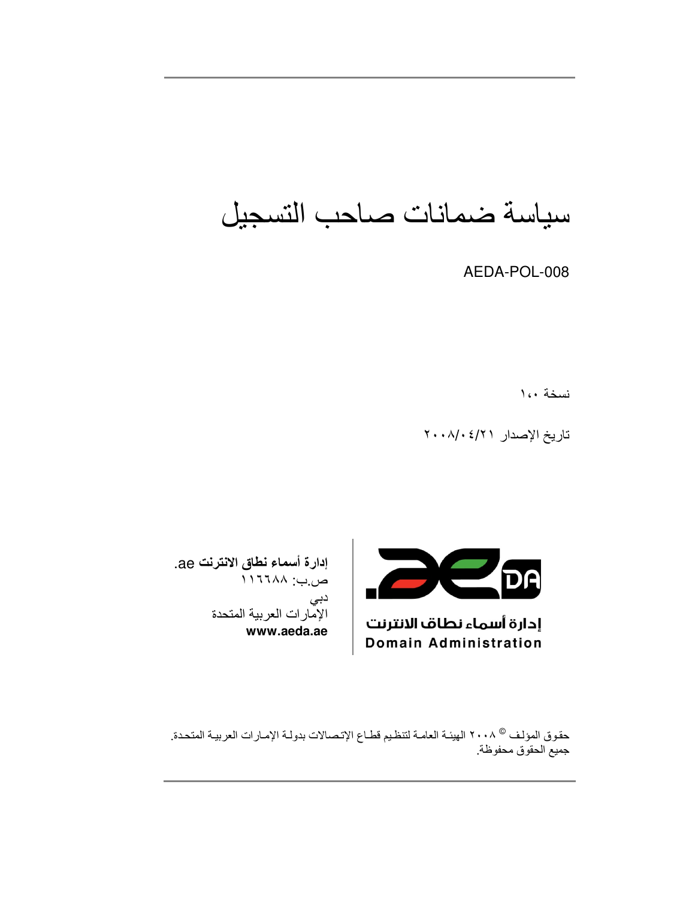# سياسة ضمانات صاحب التسجيل

AEDA-POL-008

نسخة ١،٠

تاريخ الإصدار ٢٠٠٨/٠٤/٢١

**إدارة أسماء نطاق الانترنت** ae.
ص.ب: ١١٦٦٨٨
دبي
الإمارات العربية المتحدة
**www.aeda.ae**

إدارة أسماء نطاق الانترنت
Domain Administration

حقوق المؤلف © ٢٠٠٨ الهيئة العامة لتنظيم قطاع الإتصالات بدولة الإمارات العربية المتحدة.
جميع الحقوق محفوظة.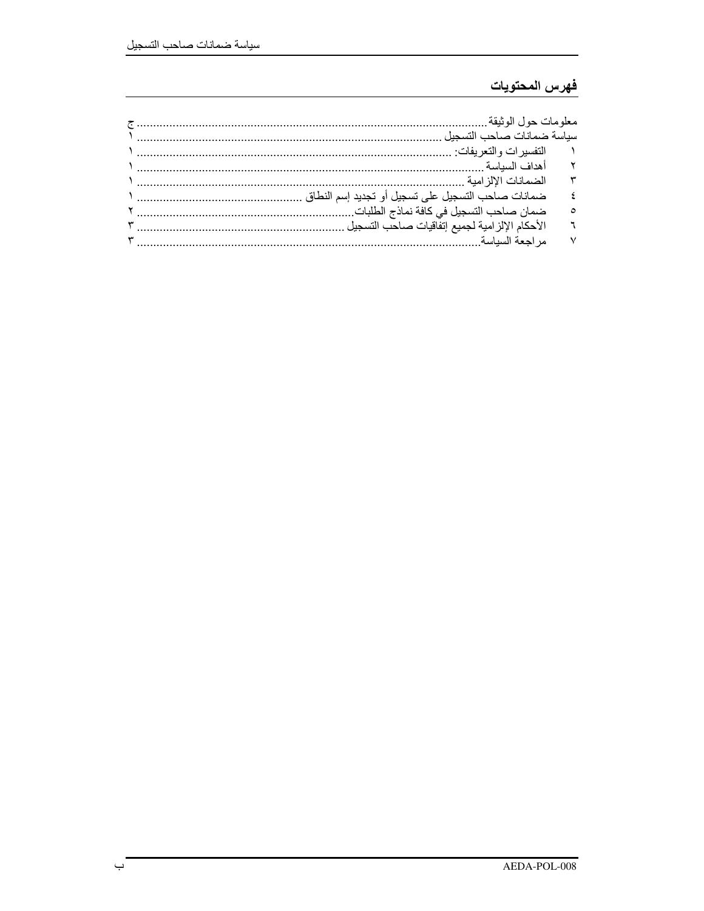## فهرس المحتويات

معلومات حول الوثيقة ........................................................ ج
سياسة ضمانات صاحب التسجيل ........................................................ ١
١ التفسيرات والتعريفات: ........................................................ ١
٢ أهداف السياسة ........................................................ ١
٣ الضمانات الإلزامية ........................................................ ١
٤ ضمانات صاحب التسجيل على تسجيل أو تجديد إسم النطاق ........................................................ ١
٥ ضمان صاحب التسجيل في كافة نماذج الطلبات ........................................................ ٢
٦ الأحكام الإلزامية لجميع إتفاقيات صاحب التسجيل ........................................................ ٣
٧ مراجعة السياسة ........................................................ ٣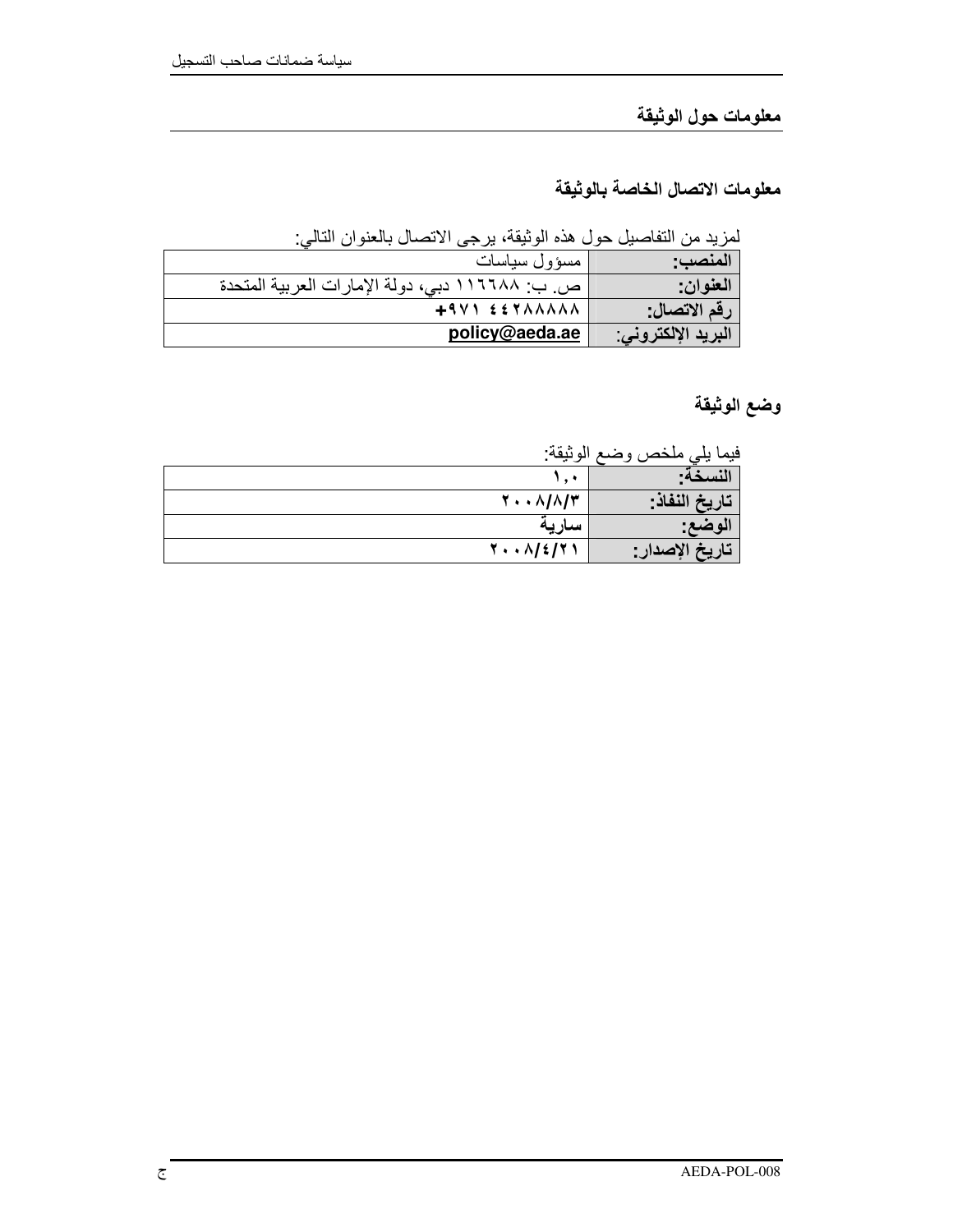## معلومات حول الوثيقة

### معلومات الاتصال الخاصة بالوثيقة

لمزيد من التفاصيل حول هذه الوثيقة، يرجى الاتصال بالعنوان التالي:

| | |
|---|---|
| **المنصب:** | مسؤول سياسات |
| **العنوان:** | ص. ب: ١١٦٦٨٨ دبي، دولة الإمارات العربية المتحدة |
| **رقم الاتصال:** | **+٩٧١ ٤٤٢٨٨٨٨٨** |
| **البريد الإلكتروني:** | **policy@aeda.ae** |

### وضع الوثيقة

فيما يلي ملخص وضع الوثيقة:

| | |
|---|---|
| **النسخة:** | ١,٠ |
| **تاريخ النفاذ:** | **٢٠٠٨/٨/٣** |
| **الوضع:** | **سارية** |
| **تاريخ الإصدار:** | **٢٠٠٨/٤/٢١** |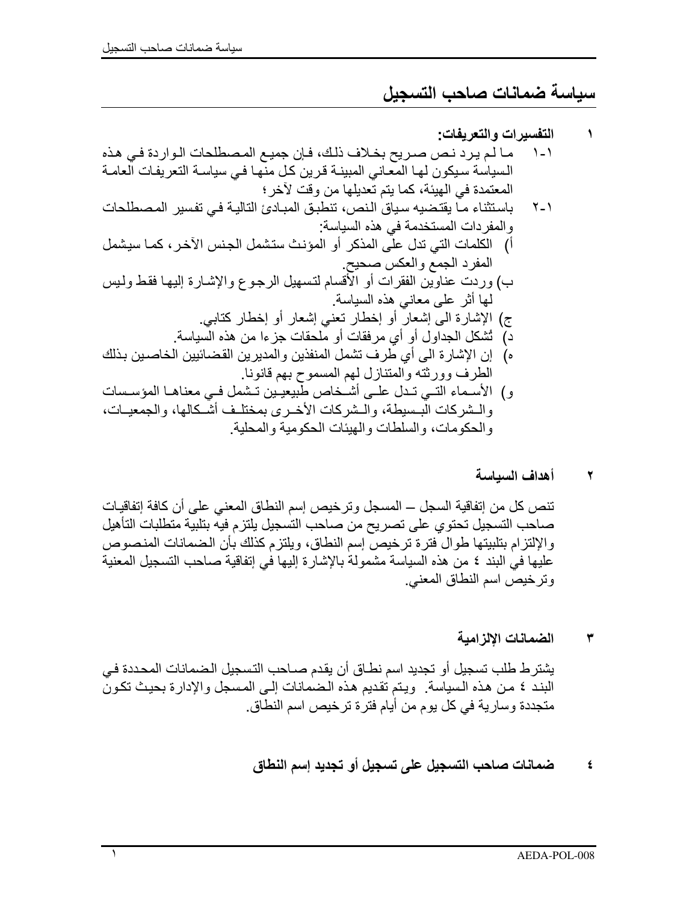# سياسة ضمانات صاحب التسجيل

## ١ التفسيرات والتعريفات:

١-١ ما لم يرد نص صريح بخلاف ذلك، فإن جميع المصطلحات الواردة في هذه السياسة سيكون لها المعاني المبينة قرين كل منها في سياسة التعريفات العامة المعتمدة في الهيئة، كما يتم تعديلها من وقت لآخر؛

٢-١ باستثناء ما يقتضيه سياق النص، تنطبق المبادئ التالية في تفسير المصطلحات والمفردات المستخدمة في هذه السياسة:

أ) الكلمات التي تدل على المذكر أو المؤنث ستشمل الجنس الآخر، كما سيشمل المفرد الجمع والعكس صحيح.

ب) وردت عناوين الفقرات أو الأقسام لتسهيل الرجوع والإشارة إليها فقط وليس لها أثر على معاني هذه السياسة.

ج) الإشارة الى إشعار أو إخطار تعني إشعار أو إخطار كتابي.

د) تُشكل الجداول أو أي مرفقات أو ملحقات جزءا من هذه السياسة.

ه) إن الإشارة الى أي طرف تشمل المنفذين والمديرين القضائيين الخاصين بذلك الطرف وورثته والمتنازل لهم المسموح بهم قانونا.

و) الأسماء التي تدل على أشخاص طبيعيين تشمل في معناها المؤسسات والشركات البسيطة، والشركات الأخرى بمختلف أشكالها، والجمعيات، والحكومات، والسلطات والهيئات الحكومية والمحلية.

## ٢ أهداف السياسة

تنص كل من إتفاقية السجل – المسجل وترخيص إسم النطاق المعني على أن كافة إتفاقيات صاحب التسجيل تحتوي على تصريح من صاحب التسجيل يلتزم فيه بتلبية متطلبات التأهيل والإلتزام بتلبيتها طوال فترة ترخيص إسم النطاق، ويلتزم كذلك بأن الضمانات المنصوص عليها في البند ٤ من هذه السياسة مشمولة بالإشارة إليها في إتفاقية صاحب التسجيل المعنية وترخيص اسم النطاق المعني.

## ٣ الضمانات الإلزامية

يشترط طلب تسجيل أو تجديد اسم نطاق أن يقدم صاحب التسجيل الضمانات المحددة في البند ٤ من هذه السياسة. ويتم تقديم هذه الضمانات إلى المسجل والإدارة بحيث تكون متجددة وسارية في كل يوم من أيام فترة ترخيص اسم النطاق.

## ٤ ضمانات صاحب التسجيل على تسجيل أو تجديد إسم النطاق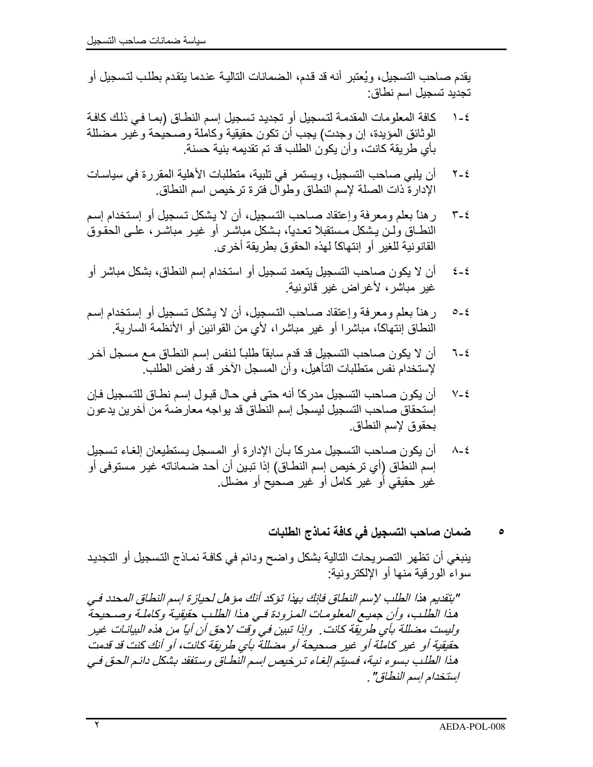يقدم صاحب التسجيل، ويُعتبر أنه قد قدم، الضمانات التالية عندما يتقدم بطلب لتسجيل أو تجديد تسجيل اسم نطاق:

٤-١ كافة المعلومات المقدمة لتسجيل أو تجديد تسجيل إسم النطاق (بما في ذلك كافة الوثائق المؤيدة، إن وجدت) يجب أن تكون حقيقية وكاملة وصحيحة وغير مضللة بأي طريقة كانت، وأن يكون الطلب قد تم تقديمه بنية حسنة.

٤-٢ أن يلبي صاحب التسجيل، ويستمر في تلبية، متطلبات الأهلية المقررة في سياسات الإدارة ذات الصلة لإسم النطاق وطوال فترة ترخيص اسم النطاق.

٤-٣ رهناً بعلم ومعرفة وإعتقاد صاحب التسجيل، أن لا يشكل تسجيل أو إستخدام إسم النطاق ولن يشكل مستقبلاً تعدياً، بشكل مباشر أو غير مباشر، على الحقوق القانونية للغير أو إنتهاكاً لهذه الحقوق بطريقة أخرى.

٤-٤ أن لا يكون صاحب التسجيل يتعمد تسجيل أو استخدام إسم النطاق، بشكل مباشر أو غير مباشر، لأغراض غير قانونية.

٤-٥ رهناً بعلم ومعرفة وإعتقاد صاحب التسجيل، أن لا يشكل تسجيل أو إستخدام إسم النطاق إنتهاكاً، مباشرا أو غير مباشرا، لأي من القوانين أو الأنظمة السارية.

٤-٦ أن لا يكون صاحب التسجيل قد قدم سابقاً طلباً لنفس إسم النطاق مع مسجل آخر لإستخدام نفس متطلبات التأهيل، وأن المسجل الآخر قد رفض الطلب.

٤-٧ أن يكون صاحب التسجيل مدركاً أنه حتى في حال قبول إسم نطاق للتسجيل فإن إستحقاق صاحب التسجيل ليسجل إسم النطاق قد يواجه معارضة من آخرين يدعون بحقوق لإسم النطاق.

٤-٨ أن يكون صاحب التسجيل مدركاً بأن الإدارة أو المسجل يستطيعان إلغاء تسجيل إسم النطاق (أي ترخيص إسم النطاق) إذا تبين أن أحد ضماناته غير مستوفى أو غير حقيقي أو غير كامل أو غير صحيح أو مضلل.

## ٥ ضمان صاحب التسجيل في كافة نماذج الطلبات

ينبغي أن تظهر التصريحات التالية بشكل واضح ودائم في كافة نماذج التسجيل أو التجديد سواء الورقية منها أو الإلكترونية:

*"بتقديم هذا الطلب لإسم النطاق فإنك بهذا تؤكد أنك مؤهل لحيازة إسم النطاق المحدد في هذا الطلب، وأن جميع المعلومات المزودة في هذا الطلب حقيقية وكاملة وصحيحة وليست مضللة بأي طريقة كانت. وإذا تبين في وقت لاحق أن أياً من هذه البيانات غير حقيقية أو غير كاملة أو غير صحيحة أو مضللة بأي طريقة كانت، أو أنك كنت قد قدمت هذا الطلب بسوء نية، فسيتم إلغاء ترخيص إسم النطاق وستفقد بشكل دائم الحق في إستخدام إسم النطاق".*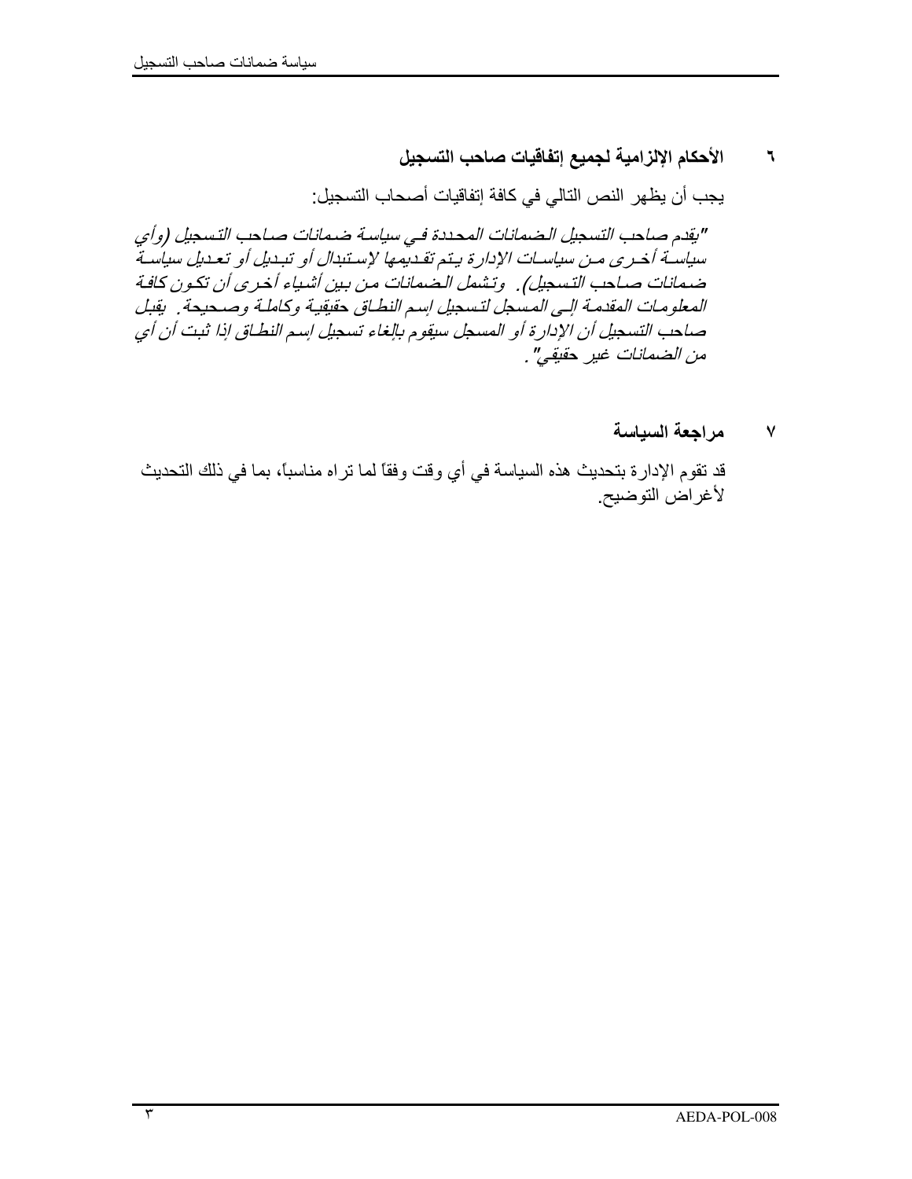## ٦ الأحكام الإلزامية لجميع إتفاقيات صاحب التسجيل

يجب أن يظهر النص التالي في كافة إتفاقيات أصحاب التسجيل:

*"يقدم صاحب التسجيل الضمانات المحددة في سياسة ضمانات صاحب التسجيل (وأي سياسة أخرى من سياسات الإدارة يتم تقديمها لإستبدال أو تبديل أو تعديل سياسة ضمانات صاحب التسجيل). وتشمل الضمانات من بين أشياء أخرى أن تكون كافة المعلومات المقدمة إلى المسجل لتسجيل إسم النطاق حقيقية وكاملة وصحيحة. يقبل صاحب التسجيل أن الإدارة أو المسجل سيقوم بإلغاء تسجيل إسم النطاق إذا ثبت أن أي من الضمانات غير حقيقي".*

## ٧ مراجعة السياسة

قد تقوم الإدارة بتحديث هذه السياسة في أي وقت وفقاً لما تراه مناسباً، بما في ذلك التحديث لأغراض التوضيح.